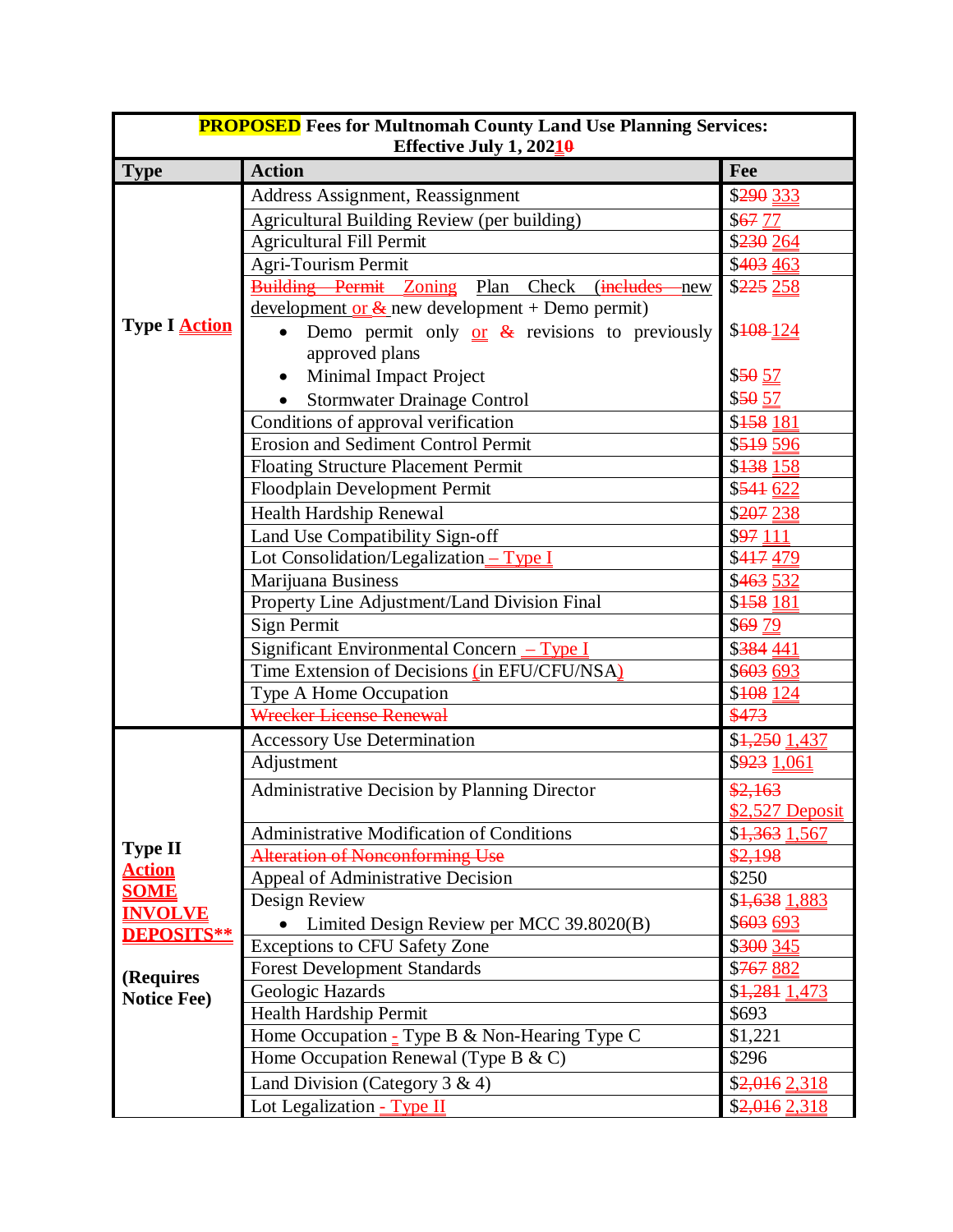**PROPOSED Fees for Multnomah County Land Use Planning Services:**
**Effective July 1, 2021~~0~~**

| Type | Action | Fee |
|---|---|---|
| **Type I Action** | Address Assignment, Reassignment | $~~290~~ 333 |
| | Agricultural Building Review (per building) | $~~67~~ 77 |
| | Agricultural Fill Permit | $~~230~~ 264 |
| | Agri-Tourism Permit | $~~403~~ 463 |
| | ~~Building Permit~~ Zoning Plan Check (~~includes new~~ development or ~~&~~ new development + Demo permit) | $~~225~~ 258 |
| | • Demo permit only or & revisions to previously approved plans | $~~108~~ 124 |
| | • Minimal Impact Project | $~~50~~ 57 |
| | • Stormwater Drainage Control | $~~50~~ 57 |
| | Conditions of approval verification | $~~158~~ 181 |
| | Erosion and Sediment Control Permit | $~~519~~ 596 |
| | Floating Structure Placement Permit | $~~138~~ 158 |
| | Floodplain Development Permit | $~~541~~ 622 |
| | Health Hardship Renewal | $~~207~~ 238 |
| | Land Use Compatibility Sign-off | $~~97~~ 111 |
| | Lot Consolidation/Legalization – Type I | $~~417~~ 479 |
| | Marijuana Business | $~~463~~ 532 |
| | Property Line Adjustment/Land Division Final | $~~158~~ 181 |
| | Sign Permit | $~~69~~ 79 |
| | Significant Environmental Concern – Type I | $~~384~~ 441 |
| | Time Extension of Decisions (in EFU/CFU/NSA) | $~~603~~ 693 |
| | Type A Home Occupation | $~~108~~ 124 |
| | ~~Wrecker License Renewal~~ | ~~$473~~ |
| **Type II Action SOME INVOLVE DEPOSITS\*\* (Requires Notice Fee)** | Accessory Use Determination | $~~1,250~~ 1,437 |
| | Adjustment | $~~923~~ 1,061 |
| | Administrative Decision by Planning Director | ~~$2,163~~ $2,527 Deposit |
| | Administrative Modification of Conditions | $~~1,363~~ 1,567 |
| | ~~Alteration of Nonconforming Use~~ | ~~$2,198~~ |
| | Appeal of Administrative Decision | $250 |
| | Design Review | $~~1,638~~ 1,883 |
| | • Limited Design Review per MCC 39.8020(B) | $~~603~~ 693 |
| | Exceptions to CFU Safety Zone | $~~300~~ 345 |
| | Forest Development Standards | $~~767~~ 882 |
| | Geologic Hazards | $~~1,281~~ 1,473 |
| | Health Hardship Permit | $693 |
| | Home Occupation - Type B & Non-Hearing Type C | $1,221 |
| | Home Occupation Renewal (Type B & C) | $296 |
| | Land Division (Category 3 & 4) | $~~2,016~~ 2,318 |
| | Lot Legalization - Type II | $~~2,016~~ 2,318 |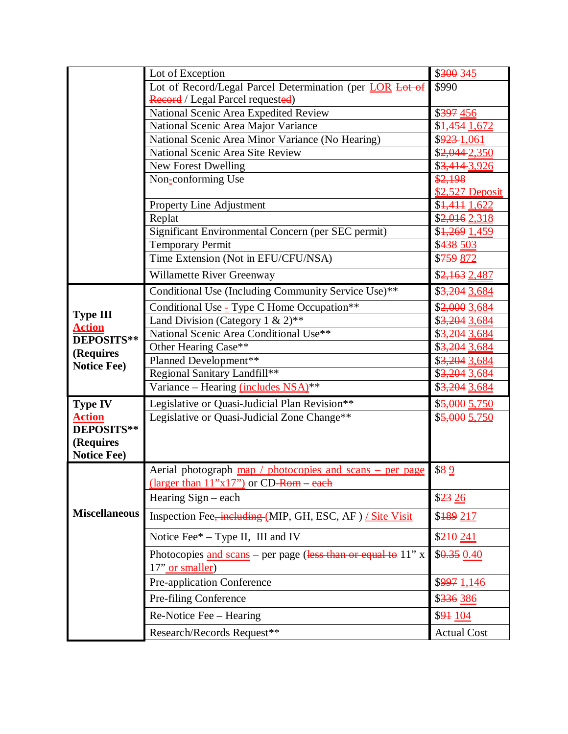| | | |
|---|---|---|
| | Lot of Exception | $~~300~~ 345 |
| | Lot of Record/Legal Parcel Determination (per LOR ~~Lot of Record~~ / Legal Parcel request~~ed~~) | $990 |
| | National Scenic Area Expedited Review | $~~397~~ 456 |
| | National Scenic Area Major Variance | $~~1,454~~ 1,672 |
| | National Scenic Area Minor Variance (No Hearing) | $~~923~~ 1,061 |
| | National Scenic Area Site Review | $~~2,044~~ 2,350 |
| | New Forest Dwelling | $~~3,414~~ 3,926 |
| | Non-conforming Use | ~~$2,198~~ $2,527 Deposit |
| | Property Line Adjustment | $~~1,411~~ 1,622 |
| | Replat | $~~2,016~~ 2,318 |
| | Significant Environmental Concern (per SEC permit) | $~~1,269~~ 1,459 |
| | Temporary Permit | $~~438~~ 503 |
| | Time Extension (Not in EFU/CFU/NSA) | $~~759~~ 872 |
| | Willamette River Greenway | $~~2,163~~ 2,487 |
| **Type III Action DEPOSITS** (Requires Notice Fee)** | Conditional Use (Including Community Service Use)** | $~~3,204~~ 3,684 |
| | Conditional Use - Type C Home Occupation** | $~~2,000~~ 3,684 |
| | Land Division (Category 1 & 2)** | $~~3,204~~ 3,684 |
| | National Scenic Area Conditional Use** | $~~3,204~~ 3,684 |
| | Other Hearing Case** | $~~3,204~~ 3,684 |
| | Planned Development** | $~~3,204~~ 3,684 |
| | Regional Sanitary Landfill** | $~~3,204~~ 3,684 |
| | Variance – Hearing (includes NSA)** | $~~3,204~~ 3,684 |
| **Type IV Action DEPOSITS** (Requires Notice Fee)** | Legislative or Quasi-Judicial Plan Revision** | $~~5,000~~ 5,750 |
| | Legislative or Quasi-Judicial Zone Change** | $~~5,000~~ 5,750 |
| **Miscellaneous** | Aerial photograph map / photocopies and scans – per page (larger than 11"x17") or CD~~-Rom~~ – ~~each~~ | $~~8~~ 9 |
| | Hearing Sign – each | $~~23~~ 26 |
| | Inspection Fee~~, including~~ (MIP, GH, ESC, AF ) / Site Visit | $~~189~~ 217 |
| | Notice Fee* – Type II, III and IV | $~~210~~ 241 |
| | Photocopies and scans – per page (~~less than or equal to~~ 11" x 17" or smaller) | $~~0.35~~ 0.40 |
| | Pre-application Conference | $~~997~~ 1,146 |
| | Pre-filing Conference | $~~336~~ 386 |
| | Re-Notice Fee – Hearing | $~~91~~ 104 |
| | Research/Records Request** | Actual Cost |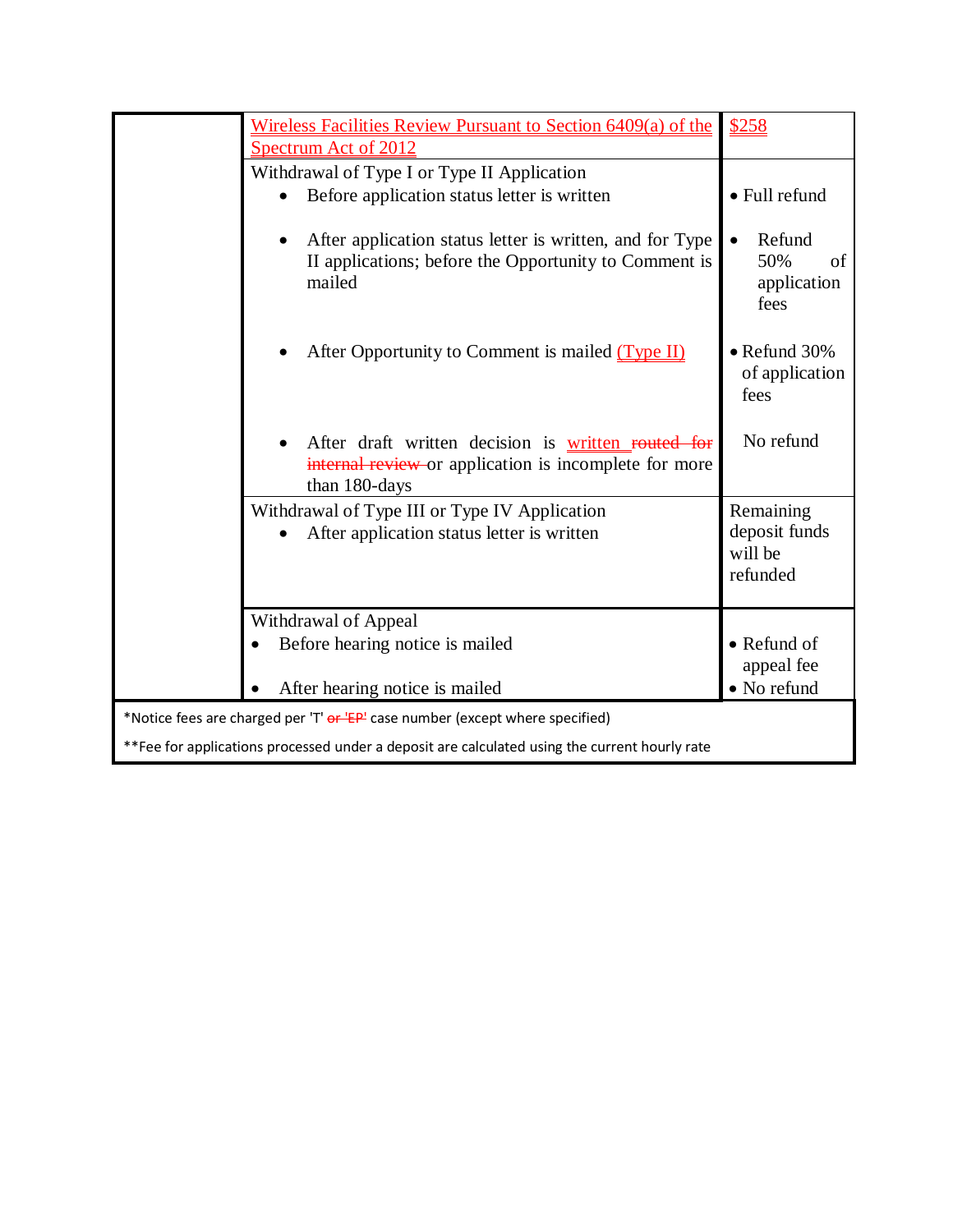| | | |
|---|---|---|
| | Wireless Facilities Review Pursuant to Section 6409(a) of the Spectrum Act of 2012 | $258 |
| | Withdrawal of Type I or Type II Application<br>• Before application status letter is written<br>• After application status letter is written, and for Type II applications; before the Opportunity to Comment is mailed<br>• After Opportunity to Comment is mailed (Type II)<br>• After draft written decision is written ~~routed for internal review~~ or application is incomplete for more than 180-days | • Full refund<br>• Refund 50% of application fees<br>• Refund 30% of application fees<br>No refund |
| | Withdrawal of Type III or Type IV Application<br>• After application status letter is written | Remaining deposit funds will be refunded |
| | Withdrawal of Appeal<br>• Before hearing notice is mailed<br>• After hearing notice is mailed | • Refund of appeal fee<br>• No refund |

*Notice fees are charged per 'T' ~~or 'EP'~~ case number (except where specified)

**Fee for applications processed under a deposit are calculated using the current hourly rate